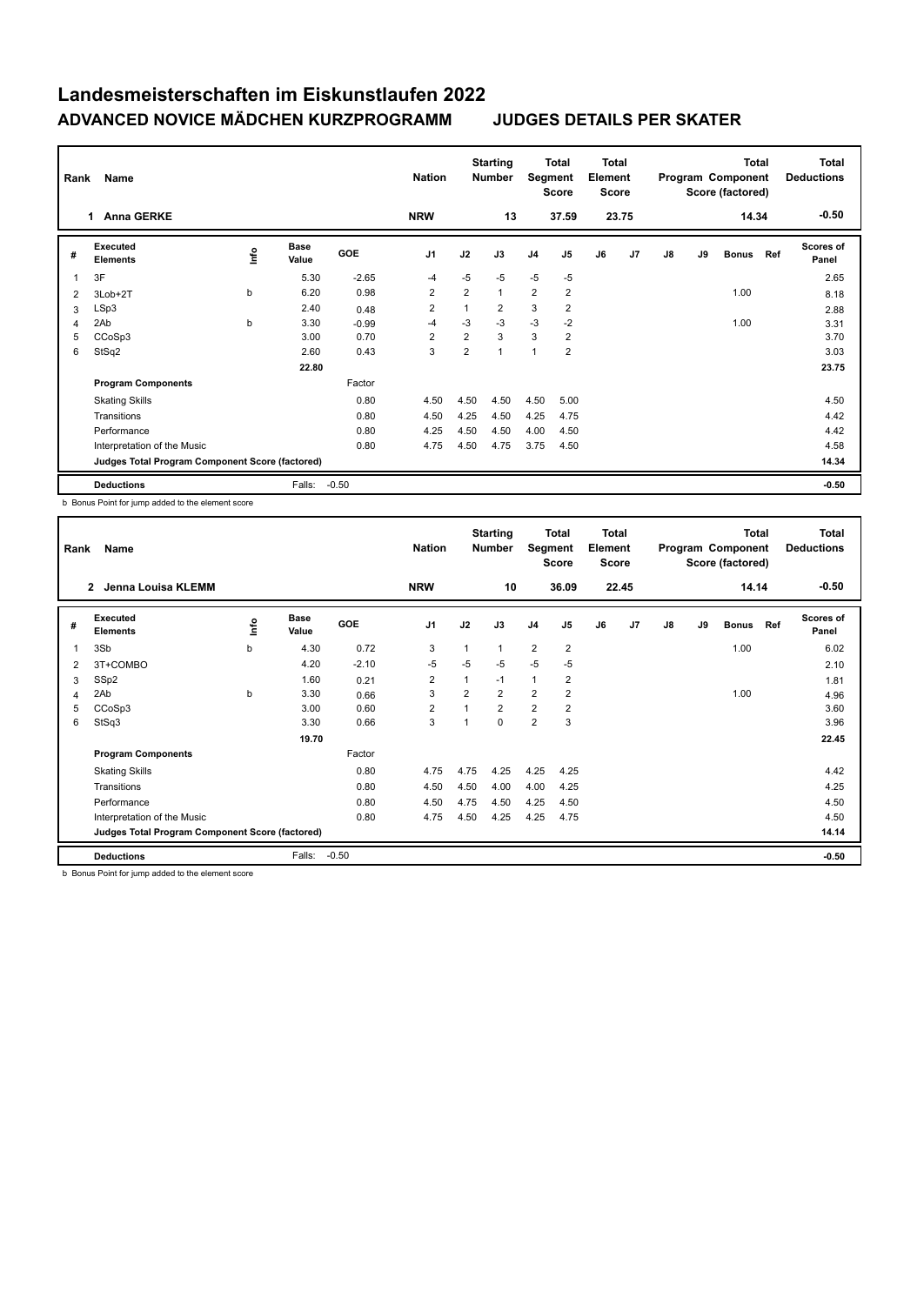# Landesmeisterschaften im Eiskunstlaufen 2022

## ADVANCED NOVICE MÄDCHEN KURZPROGRAMM — JUDGES DETAILS PER SKATER

| Rank | Name | Nation | Starting Number | Total Segment Score | Total Element Score | Total Program Component Score (factored) | Total Deductions |
|---|---|---|---|---|---|---|---|
| 1 | Anna GERKE | NRW | 13 | 37.59 | 23.75 | 14.34 | -0.50 |

| # | Executed Elements | Info | Base Value | GOE | J1 | J2 | J3 | J4 | J5 | J6 | J7 | J8 | J9 | Bonus | Ref | Scores of Panel |
|---|---|---|---|---|---|---|---|---|---|---|---|---|---|---|---|---|
| 1 | 3F | | 5.30 | -2.65 | -4 | -5 | -5 | -5 | -5 | | | | | | | 2.65 |
| 2 | 3Lob+2T | b | 6.20 | 0.98 | 2 | 2 | 1 | 2 | 2 | | | | | 1.00 | | 8.18 |
| 3 | LSp3 | | 2.40 | 0.48 | 2 | 1 | 2 | 3 | 2 | | | | | | | 2.88 |
| 4 | 2Ab | b | 3.30 | -0.99 | -4 | -3 | -3 | -3 | -2 | | | | | 1.00 | | 3.31 |
| 5 | CCoSp3 | | 3.00 | 0.70 | 2 | 2 | 3 | 3 | 2 | | | | | | | 3.70 |
| 6 | StSq2 | | 2.60 | 0.43 | 3 | 2 | 1 | 1 | 2 | | | | | | | 3.03 |
| | | | 22.80 | | | | | | | | | | | | | 23.75 |
| | **Program Components** | | | Factor | | | | | | | | | | | | |
| | Skating Skills | | | 0.80 | 4.50 | 4.50 | 4.50 | 4.50 | 5.00 | | | | | | | 4.50 |
| | Transitions | | | 0.80 | 4.50 | 4.25 | 4.50 | 4.25 | 4.75 | | | | | | | 4.42 |
| | Performance | | | 0.80 | 4.25 | 4.50 | 4.50 | 4.00 | 4.50 | | | | | | | 4.42 |
| | Interpretation of the Music | | | 0.80 | 4.75 | 4.50 | 4.75 | 3.75 | 4.50 | | | | | | | 4.58 |
| | **Judges Total Program Component Score (factored)** | | | | | | | | | | | | | | | 14.34 |
| | **Deductions** | | Falls: | -0.50 | | | | | | | | | | | | -0.50 |

b Bonus Point for jump added to the element score

| Rank | Name | Nation | Starting Number | Total Segment Score | Total Element Score | Total Program Component Score (factored) | Total Deductions |
|---|---|---|---|---|---|---|---|
| 2 | Jenna Louisa KLEMM | NRW | 10 | 36.09 | 22.45 | 14.14 | -0.50 |

| # | Executed Elements | Info | Base Value | GOE | J1 | J2 | J3 | J4 | J5 | J6 | J7 | J8 | J9 | Bonus | Ref | Scores of Panel |
|---|---|---|---|---|---|---|---|---|---|---|---|---|---|---|---|---|
| 1 | 3Sb | b | 4.30 | 0.72 | 3 | 1 | 1 | 2 | 2 | | | | | 1.00 | | 6.02 |
| 2 | 3T+COMBO | | 4.20 | -2.10 | -5 | -5 | -5 | -5 | -5 | | | | | | | 2.10 |
| 3 | SSp2 | | 1.60 | 0.21 | 2 | 1 | -1 | 1 | 2 | | | | | | | 1.81 |
| 4 | 2Ab | b | 3.30 | 0.66 | 3 | 2 | 2 | 2 | 2 | | | | | 1.00 | | 4.96 |
| 5 | CCoSp3 | | 3.00 | 0.60 | 2 | 1 | 2 | 2 | 2 | | | | | | | 3.60 |
| 6 | StSq3 | | 3.30 | 0.66 | 3 | 1 | 0 | 2 | 3 | | | | | | | 3.96 |
| | | | 19.70 | | | | | | | | | | | | | 22.45 |
| | **Program Components** | | | Factor | | | | | | | | | | | | |
| | Skating Skills | | | 0.80 | 4.75 | 4.75 | 4.25 | 4.25 | 4.25 | | | | | | | 4.42 |
| | Transitions | | | 0.80 | 4.50 | 4.50 | 4.00 | 4.00 | 4.25 | | | | | | | 4.25 |
| | Performance | | | 0.80 | 4.50 | 4.75 | 4.50 | 4.25 | 4.50 | | | | | | | 4.50 |
| | Interpretation of the Music | | | 0.80 | 4.75 | 4.50 | 4.25 | 4.25 | 4.75 | | | | | | | 4.50 |
| | **Judges Total Program Component Score (factored)** | | | | | | | | | | | | | | | 14.14 |
| | **Deductions** | | Falls: | -0.50 | | | | | | | | | | | | -0.50 |

b Bonus Point for jump added to the element score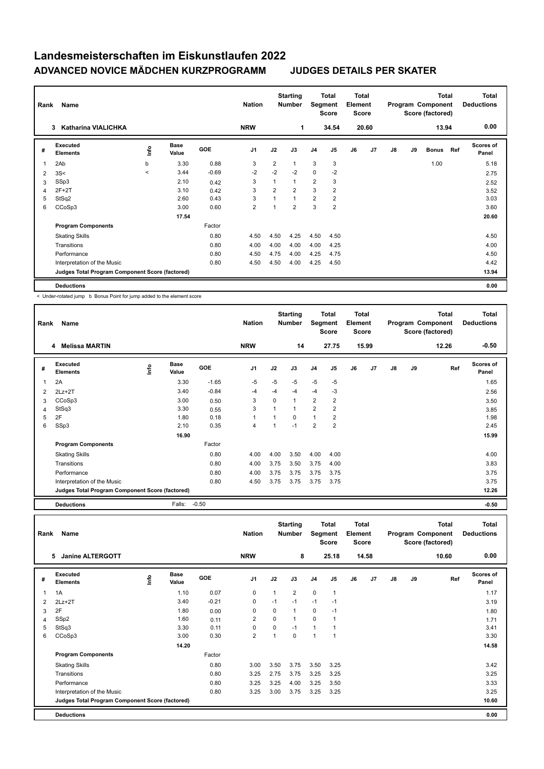# Landesmeisterschaften im Eiskunstlaufen 2022

## ADVANCED NOVICE MÄDCHEN KURZPROGRAMM — JUDGES DETAILS PER SKATER

| Rank | Name | Nation | Starting Number | Total Segment Score | Total Element Score | Total Program Component Score (factored) | Total Deductions |
|---|---|---|---|---|---|---|---|
| 3 | Katharina VIALICHKA | NRW | 1 | 34.54 | 20.60 | 13.94 | 0.00 |

| # | Executed Elements | Info | Base Value | GOE | J1 | J2 | J3 | J4 | J5 | J6 | J7 | J8 | J9 | Bonus | Ref | Scores of Panel |
|---|---|---|---|---|---|---|---|---|---|---|---|---|---|---|---|---|
| 1 | 2Ab | b | 3.30 | 0.88 | 3 | 2 | 1 | 3 | 3 | | | | | 1.00 | | 5.18 |
| 2 | 3S< | < | 3.44 | -0.69 | -2 | -2 | -2 | 0 | -2 | | | | | | | 2.75 |
| 3 | SSp3 | | 2.10 | 0.42 | 3 | 1 | 1 | 2 | 3 | | | | | | | 2.52 |
| 4 | 2F+2T | | 3.10 | 0.42 | 3 | 2 | 2 | 3 | 2 | | | | | | | 3.52 |
| 5 | StSq2 | | 2.60 | 0.43 | 3 | 1 | 1 | 2 | 2 | | | | | | | 3.03 |
| 6 | CCoSp3 | | 3.00 | 0.60 | 2 | 1 | 2 | 3 | 2 | | | | | | | 3.60 |
| | | | 17.54 | | | | | | | | | | | | | 20.60 |
| | **Program Components** | | | Factor | | | | | | | | | | | | |
| | Skating Skills | | | 0.80 | 4.50 | 4.50 | 4.25 | 4.50 | 4.50 | | | | | | | 4.50 |
| | Transitions | | | 0.80 | 4.00 | 4.00 | 4.00 | 4.00 | 4.25 | | | | | | | 4.00 |
| | Performance | | | 0.80 | 4.50 | 4.75 | 4.00 | 4.25 | 4.75 | | | | | | | 4.50 |
| | Interpretation of the Music | | | 0.80 | 4.50 | 4.50 | 4.00 | 4.25 | 4.50 | | | | | | | 4.42 |
| | **Judges Total Program Component Score (factored)** | | | | | | | | | | | | | | | 13.94 |
| | **Deductions** | | | | | | | | | | | | | | | 0.00 |

< Under-rotated jump b Bonus Point for jump added to the element score

| Rank | Name | Nation | Starting Number | Total Segment Score | Total Element Score | Total Program Component Score (factored) | Total Deductions |
|---|---|---|---|---|---|---|---|
| 4 | Melissa MARTIN | NRW | 14 | 27.75 | 15.99 | 12.26 | -0.50 |

| # | Executed Elements | Info | Base Value | GOE | J1 | J2 | J3 | J4 | J5 | J6 | J7 | J8 | J9 | Ref | Scores of Panel |
|---|---|---|---|---|---|---|---|---|---|---|---|---|---|---|---|
| 1 | 2A | | 3.30 | -1.65 | -5 | -5 | -5 | -5 | -5 | | | | | | 1.65 |
| 2 | 2Lz+2T | | 3.40 | -0.84 | -4 | -4 | -4 | -4 | -3 | | | | | | 2.56 |
| 3 | CCoSp3 | | 3.00 | 0.50 | 3 | 0 | 1 | 2 | 2 | | | | | | 3.50 |
| 4 | StSq3 | | 3.30 | 0.55 | 3 | 1 | 1 | 2 | 2 | | | | | | 3.85 |
| 5 | 2F | | 1.80 | 0.18 | 1 | 1 | 0 | 1 | 2 | | | | | | 1.98 |
| 6 | SSp3 | | 2.10 | 0.35 | 4 | 1 | -1 | 2 | 2 | | | | | | 2.45 |
| | | | 16.90 | | | | | | | | | | | | 15.99 |
| | **Program Components** | | | Factor | | | | | | | | | | | |
| | Skating Skills | | | 0.80 | 4.00 | 4.00 | 3.50 | 4.00 | 4.00 | | | | | | 4.00 |
| | Transitions | | | 0.80 | 4.00 | 3.75 | 3.50 | 3.75 | 4.00 | | | | | | 3.83 |
| | Performance | | | 0.80 | 4.00 | 3.75 | 3.75 | 3.75 | 3.75 | | | | | | 3.75 |
| | Interpretation of the Music | | | 0.80 | 4.50 | 3.75 | 3.75 | 3.75 | 3.75 | | | | | | 3.75 |
| | **Judges Total Program Component Score (factored)** | | | | | | | | | | | | | | 12.26 |
| | **Deductions** | | Falls: | -0.50 | | | | | | | | | | | -0.50 |

| Rank | Name | Nation | Starting Number | Total Segment Score | Total Element Score | Total Program Component Score (factored) | Total Deductions |
|---|---|---|---|---|---|---|---|
| 5 | Janine ALTERGOTT | NRW | 8 | 25.18 | 14.58 | 10.60 | 0.00 |

| # | Executed Elements | Info | Base Value | GOE | J1 | J2 | J3 | J4 | J5 | J6 | J7 | J8 | J9 | Ref | Scores of Panel |
|---|---|---|---|---|---|---|---|---|---|---|---|---|---|---|---|
| 1 | 1A | | 1.10 | 0.07 | 0 | 1 | 2 | 0 | 1 | | | | | | 1.17 |
| 2 | 2Lz+2T | | 3.40 | -0.21 | 0 | -1 | -1 | -1 | -1 | | | | | | 3.19 |
| 3 | 2F | | 1.80 | 0.00 | 0 | 0 | 1 | 0 | -1 | | | | | | 1.80 |
| 4 | SSp2 | | 1.60 | 0.11 | 2 | 0 | 1 | 0 | 1 | | | | | | 1.71 |
| 5 | StSq3 | | 3.30 | 0.11 | 0 | 0 | -1 | 1 | 1 | | | | | | 3.41 |
| 6 | CCoSp3 | | 3.00 | 0.30 | 2 | 1 | 0 | 1 | 1 | | | | | | 3.30 |
| | | | 14.20 | | | | | | | | | | | | 14.58 |
| | **Program Components** | | | Factor | | | | | | | | | | | |
| | Skating Skills | | | 0.80 | 3.00 | 3.50 | 3.75 | 3.50 | 3.25 | | | | | | 3.42 |
| | Transitions | | | 0.80 | 3.25 | 2.75 | 3.75 | 3.25 | 3.25 | | | | | | 3.25 |
| | Performance | | | 0.80 | 3.25 | 3.25 | 4.00 | 3.25 | 3.50 | | | | | | 3.33 |
| | Interpretation of the Music | | | 0.80 | 3.25 | 3.00 | 3.75 | 3.25 | 3.25 | | | | | | 3.25 |
| | **Judges Total Program Component Score (factored)** | | | | | | | | | | | | | | 10.60 |
| | **Deductions** | | | | | | | | | | | | | | 0.00 |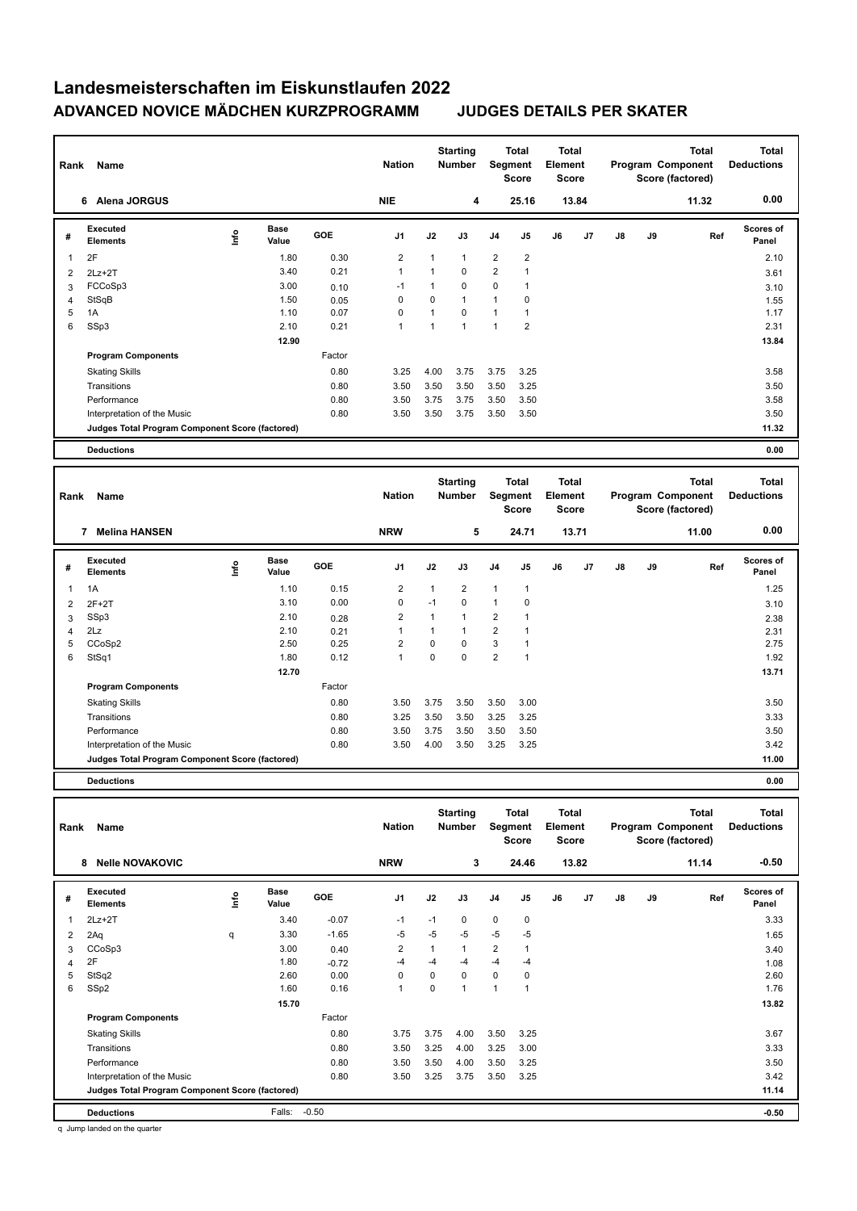# Landesmeisterschaften im Eiskunstlaufen 2022

## ADVANCED NOVICE MÄDCHEN KURZPROGRAMM　　JUDGES DETAILS PER SKATER

| Rank | Name | Nation | Starting Number | Total Segment Score | Total Element Score | Total Program Component Score (factored) | Total Deductions |
|---|---|---|---|---|---|---|---|
| 6 | Alena JORGUS | NIE | 4 | 25.16 | 13.84 | 11.32 | 0.00 |

| # | Executed Elements | Info | Base Value | GOE | J1 | J2 | J3 | J4 | J5 | J6 | J7 | J8 | J9 | Ref | Scores of Panel |
|---|---|---|---|---|---|---|---|---|---|---|---|---|---|---|---|
| 1 | 2F | | 1.80 | 0.30 | 2 | 1 | 1 | 2 | 2 | | | | | | 2.10 |
| 2 | 2Lz+2T | | 3.40 | 0.21 | 1 | 1 | 0 | 2 | 1 | | | | | | 3.61 |
| 3 | FCCoSp3 | | 3.00 | 0.10 | -1 | 1 | 0 | 0 | 1 | | | | | | 3.10 |
| 4 | StSqB | | 1.50 | 0.05 | 0 | 0 | 1 | 1 | 0 | | | | | | 1.55 |
| 5 | 1A | | 1.10 | 0.07 | 0 | 1 | 0 | 1 | 1 | | | | | | 1.17 |
| 6 | SSp3 | | 2.10 | 0.21 | 1 | 1 | 1 | 1 | 2 | | | | | | 2.31 |
| | | | 12.90 | | | | | | | | | | | | 13.84 |
| | **Program Components** | | | Factor | | | | | | | | | | | |
| | Skating Skills | | | 0.80 | 3.25 | 4.00 | 3.75 | 3.75 | 3.25 | | | | | | 3.58 |
| | Transitions | | | 0.80 | 3.50 | 3.50 | 3.50 | 3.50 | 3.25 | | | | | | 3.50 |
| | Performance | | | 0.80 | 3.50 | 3.75 | 3.75 | 3.50 | 3.50 | | | | | | 3.58 |
| | Interpretation of the Music | | | 0.80 | 3.50 | 3.50 | 3.75 | 3.50 | 3.50 | | | | | | 3.50 |
| | **Judges Total Program Component Score (factored)** | | | | | | | | | | | | | | 11.32 |
| | **Deductions** | | | | | | | | | | | | | | 0.00 |

| Rank | Name | Nation | Starting Number | Total Segment Score | Total Element Score | Total Program Component Score (factored) | Total Deductions |
|---|---|---|---|---|---|---|---|
| 7 | Melina HANSEN | NRW | 5 | 24.71 | 13.71 | 11.00 | 0.00 |

| # | Executed Elements | Info | Base Value | GOE | J1 | J2 | J3 | J4 | J5 | J6 | J7 | J8 | J9 | Ref | Scores of Panel |
|---|---|---|---|---|---|---|---|---|---|---|---|---|---|---|---|
| 1 | 1A | | 1.10 | 0.15 | 2 | 1 | 2 | 1 | 1 | | | | | | 1.25 |
| 2 | 2F+2T | | 3.10 | 0.00 | 0 | -1 | 0 | 1 | 0 | | | | | | 3.10 |
| 3 | SSp3 | | 2.10 | 0.28 | 2 | 1 | 1 | 2 | 1 | | | | | | 2.38 |
| 4 | 2Lz | | 2.10 | 0.21 | 1 | 1 | 1 | 2 | 1 | | | | | | 2.31 |
| 5 | CCoSp2 | | 2.50 | 0.25 | 2 | 0 | 0 | 3 | 1 | | | | | | 2.75 |
| 6 | StSq1 | | 1.80 | 0.12 | 1 | 0 | 0 | 2 | 1 | | | | | | 1.92 |
| | | | 12.70 | | | | | | | | | | | | 13.71 |
| | **Program Components** | | | Factor | | | | | | | | | | | |
| | Skating Skills | | | 0.80 | 3.50 | 3.75 | 3.50 | 3.50 | 3.00 | | | | | | 3.50 |
| | Transitions | | | 0.80 | 3.25 | 3.50 | 3.50 | 3.25 | 3.25 | | | | | | 3.33 |
| | Performance | | | 0.80 | 3.50 | 3.75 | 3.50 | 3.50 | 3.50 | | | | | | 3.50 |
| | Interpretation of the Music | | | 0.80 | 3.50 | 4.00 | 3.50 | 3.25 | 3.25 | | | | | | 3.42 |
| | **Judges Total Program Component Score (factored)** | | | | | | | | | | | | | | 11.00 |
| | **Deductions** | | | | | | | | | | | | | | 0.00 |

| Rank | Name | Nation | Starting Number | Total Segment Score | Total Element Score | Total Program Component Score (factored) | Total Deductions |
|---|---|---|---|---|---|---|---|
| 8 | Nelle NOVAKOVIC | NRW | 3 | 24.46 | 13.82 | 11.14 | -0.50 |

| # | Executed Elements | Info | Base Value | GOE | J1 | J2 | J3 | J4 | J5 | J6 | J7 | J8 | J9 | Ref | Scores of Panel |
|---|---|---|---|---|---|---|---|---|---|---|---|---|---|---|---|
| 1 | 2Lz+2T | | 3.40 | -0.07 | -1 | -1 | 0 | 0 | 0 | | | | | | 3.33 |
| 2 | 2Aq | q | 3.30 | -1.65 | -5 | -5 | -5 | -5 | -5 | | | | | | 1.65 |
| 3 | CCoSp3 | | 3.00 | 0.40 | 2 | 1 | 1 | 2 | 1 | | | | | | 3.40 |
| 4 | 2F | | 1.80 | -0.72 | -4 | -4 | -4 | -4 | -4 | | | | | | 1.08 |
| 5 | StSq2 | | 2.60 | 0.00 | 0 | 0 | 0 | 0 | 0 | | | | | | 2.60 |
| 6 | SSp2 | | 1.60 | 0.16 | 1 | 0 | 1 | 1 | 1 | | | | | | 1.76 |
| | | | 15.70 | | | | | | | | | | | | 13.82 |
| | **Program Components** | | | Factor | | | | | | | | | | | |
| | Skating Skills | | | 0.80 | 3.75 | 3.75 | 4.00 | 3.50 | 3.25 | | | | | | 3.67 |
| | Transitions | | | 0.80 | 3.50 | 3.25 | 4.00 | 3.25 | 3.00 | | | | | | 3.33 |
| | Performance | | | 0.80 | 3.50 | 3.50 | 4.00 | 3.50 | 3.25 | | | | | | 3.50 |
| | Interpretation of the Music | | | 0.80 | 3.50 | 3.25 | 3.75 | 3.50 | 3.25 | | | | | | 3.42 |
| | **Judges Total Program Component Score (factored)** | | | | | | | | | | | | | | 11.14 |
| | **Deductions** | | Falls: | -0.50 | | | | | | | | | | | -0.50 |

q Jump landed on the quarter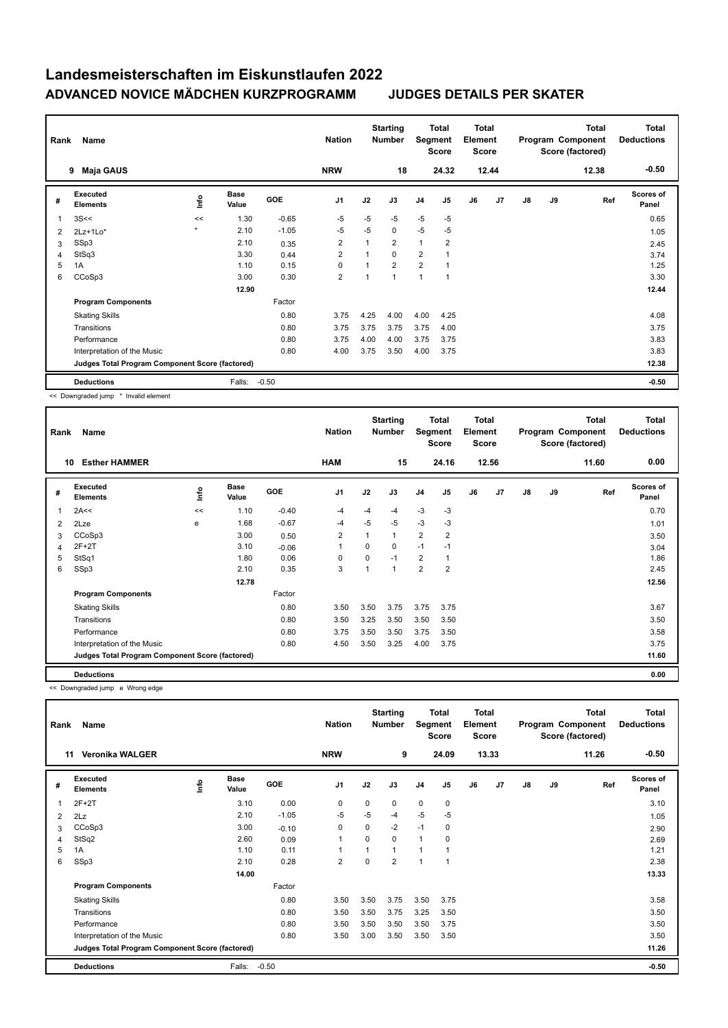# Landesmeisterschaften im Eiskunstlaufen 2022

## ADVANCED NOVICE MÄDCHEN KURZPROGRAMM JUDGES DETAILS PER SKATER

| Rank | Name | Nation | Starting Number | Total Segment Score | Total Element Score | Total Program Component Score (factored) | Total Deductions |
|---|---|---|---|---|---|---|---|
| 9 | Maja GAUS | NRW | 18 | 24.32 | 12.44 | 12.38 | -0.50 |

| # | Executed Elements | Info | Base Value | GOE | J1 | J2 | J3 | J4 | J5 | J6 | J7 | J8 | J9 | Ref | Scores of Panel |
|---|---|---|---|---|---|---|---|---|---|---|---|---|---|---|---|
| 1 | 3S<< | << | 1.30 | -0.65 | -5 | -5 | -5 | -5 | -5 | | | | | | 0.65 |
| 2 | 2Lz+1Lo* | * | 2.10 | -1.05 | -5 | -5 | 0 | -5 | -5 | | | | | | 1.05 |
| 3 | SSp3 | | 2.10 | 0.35 | 2 | 1 | 2 | 1 | 2 | | | | | | 2.45 |
| 4 | StSq3 | | 3.30 | 0.44 | 2 | 1 | 0 | 2 | 1 | | | | | | 3.74 |
| 5 | 1A | | 1.10 | 0.15 | 0 | 1 | 2 | 2 | 1 | | | | | | 1.25 |
| 6 | CCoSp3 | | 3.00 | 0.30 | 2 | 1 | 1 | 1 | 1 | | | | | | 3.30 |
| | | | 12.90 | | | | | | | | | | | | 12.44 |
| | **Program Components** | | | Factor | | | | | | | | | | | |
| | Skating Skills | | | 0.80 | 3.75 | 4.25 | 4.00 | 4.00 | 4.25 | | | | | | 4.08 |
| | Transitions | | | 0.80 | 3.75 | 3.75 | 3.75 | 3.75 | 4.00 | | | | | | 3.75 |
| | Performance | | | 0.80 | 3.75 | 4.00 | 4.00 | 3.75 | 3.75 | | | | | | 3.83 |
| | Interpretation of the Music | | | 0.80 | 4.00 | 3.75 | 3.50 | 4.00 | 3.75 | | | | | | 3.83 |
| | **Judges Total Program Component Score (factored)** | | | | | | | | | | | | | | 12.38 |
| | **Deductions** | | Falls: | -0.50 | | | | | | | | | | | -0.50 |

<< Downgraded jump * Invalid element

| Rank | Name | Nation | Starting Number | Total Segment Score | Total Element Score | Total Program Component Score (factored) | Total Deductions |
|---|---|---|---|---|---|---|---|
| 10 | Esther HAMMER | HAM | 15 | 24.16 | 12.56 | 11.60 | 0.00 |

| # | Executed Elements | Info | Base Value | GOE | J1 | J2 | J3 | J4 | J5 | J6 | J7 | J8 | J9 | Ref | Scores of Panel |
|---|---|---|---|---|---|---|---|---|---|---|---|---|---|---|---|
| 1 | 2A<< | << | 1.10 | -0.40 | -4 | -4 | -4 | -3 | -3 | | | | | | 0.70 |
| 2 | 2Lze | e | 1.68 | -0.67 | -4 | -5 | -5 | -3 | -3 | | | | | | 1.01 |
| 3 | CCoSp3 | | 3.00 | 0.50 | 2 | 1 | 1 | 2 | 2 | | | | | | 3.50 |
| 4 | 2F+2T | | 3.10 | -0.06 | 1 | 0 | 0 | -1 | -1 | | | | | | 3.04 |
| 5 | StSq1 | | 1.80 | 0.06 | 0 | 0 | -1 | 2 | 1 | | | | | | 1.86 |
| 6 | SSp3 | | 2.10 | 0.35 | 3 | 1 | 1 | 2 | 2 | | | | | | 2.45 |
| | | | 12.78 | | | | | | | | | | | | 12.56 |
| | **Program Components** | | | Factor | | | | | | | | | | | |
| | Skating Skills | | | 0.80 | 3.50 | 3.50 | 3.75 | 3.75 | 3.75 | | | | | | 3.67 |
| | Transitions | | | 0.80 | 3.50 | 3.25 | 3.50 | 3.50 | 3.50 | | | | | | 3.50 |
| | Performance | | | 0.80 | 3.75 | 3.50 | 3.50 | 3.75 | 3.50 | | | | | | 3.58 |
| | Interpretation of the Music | | | 0.80 | 4.50 | 3.50 | 3.25 | 4.00 | 3.75 | | | | | | 3.75 |
| | **Judges Total Program Component Score (factored)** | | | | | | | | | | | | | | 11.60 |
| | **Deductions** | | | | | | | | | | | | | | 0.00 |

<< Downgraded jump e Wrong edge

| Rank | Name | Nation | Starting Number | Total Segment Score | Total Element Score | Total Program Component Score (factored) | Total Deductions |
|---|---|---|---|---|---|---|---|
| 11 | Veronika WALGER | NRW | 9 | 24.09 | 13.33 | 11.26 | -0.50 |

| # | Executed Elements | Info | Base Value | GOE | J1 | J2 | J3 | J4 | J5 | J6 | J7 | J8 | J9 | Ref | Scores of Panel |
|---|---|---|---|---|---|---|---|---|---|---|---|---|---|---|---|
| 1 | 2F+2T | | 3.10 | 0.00 | 0 | 0 | 0 | 0 | 0 | | | | | | 3.10 |
| 2 | 2Lz | | 2.10 | -1.05 | -5 | -5 | -4 | -5 | -5 | | | | | | 1.05 |
| 3 | CCoSp3 | | 3.00 | -0.10 | 0 | 0 | -2 | -1 | 0 | | | | | | 2.90 |
| 4 | StSq2 | | 2.60 | 0.09 | 1 | 0 | 0 | 1 | 0 | | | | | | 2.69 |
| 5 | 1A | | 1.10 | 0.11 | 1 | 1 | 1 | 1 | 1 | | | | | | 1.21 |
| 6 | SSp3 | | 2.10 | 0.28 | 2 | 0 | 2 | 1 | 1 | | | | | | 2.38 |
| | | | 14.00 | | | | | | | | | | | | 13.33 |
| | **Program Components** | | | Factor | | | | | | | | | | | |
| | Skating Skills | | | 0.80 | 3.50 | 3.50 | 3.75 | 3.50 | 3.75 | | | | | | 3.58 |
| | Transitions | | | 0.80 | 3.50 | 3.50 | 3.75 | 3.25 | 3.50 | | | | | | 3.50 |
| | Performance | | | 0.80 | 3.50 | 3.50 | 3.50 | 3.50 | 3.75 | | | | | | 3.50 |
| | Interpretation of the Music | | | 0.80 | 3.50 | 3.00 | 3.50 | 3.50 | 3.50 | | | | | | 3.50 |
| | **Judges Total Program Component Score (factored)** | | | | | | | | | | | | | | 11.26 |
| | **Deductions** | | Falls: | -0.50 | | | | | | | | | | | -0.50 |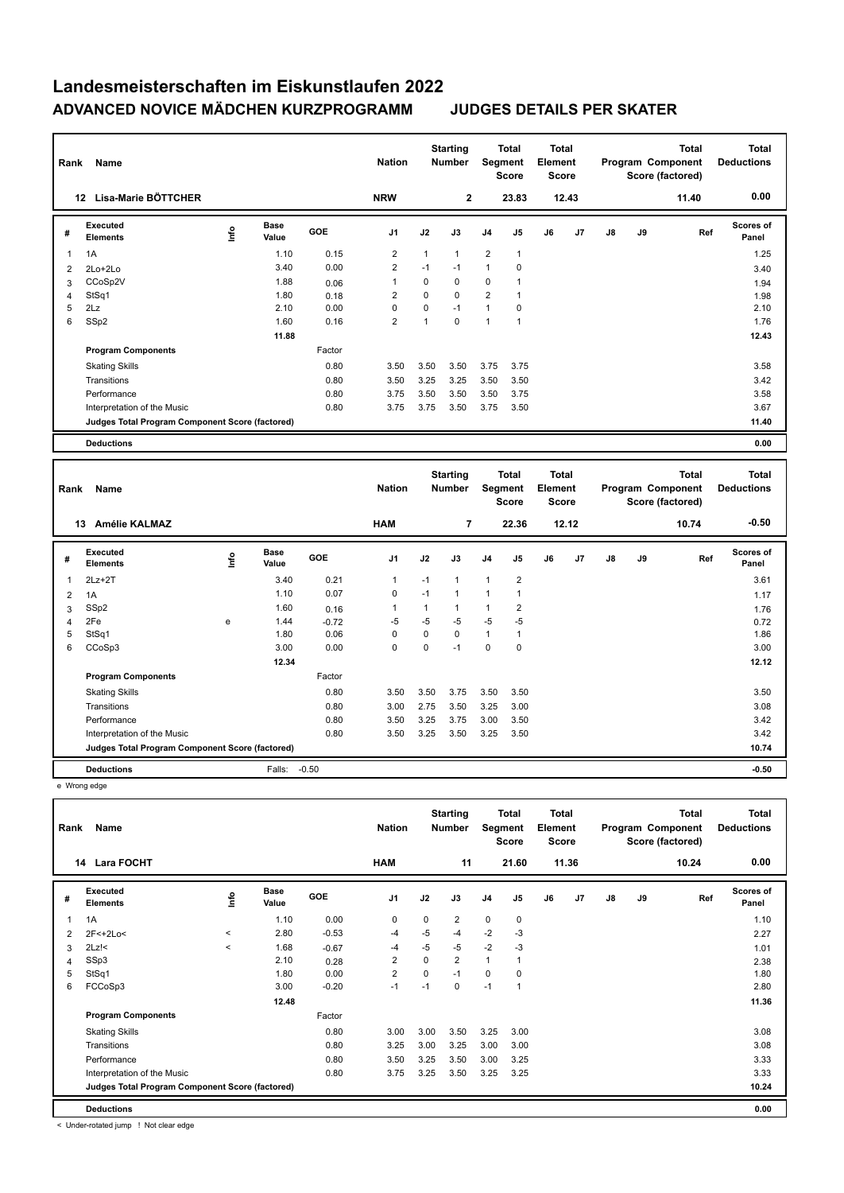# Landesmeisterschaften im Eiskunstlaufen 2022

## ADVANCED NOVICE MÄDCHEN KURZPROGRAMM — JUDGES DETAILS PER SKATER

| Rank | Name | Nation | Starting Number | Total Segment Score | Total Element Score | Total Program Component Score (factored) | Total Deductions |
|---|---|---|---|---|---|---|---|
| 12 | Lisa-Marie BÖTTCHER | NRW | 2 | 23.83 | 12.43 | 11.40 | 0.00 |

| # | Executed Elements | Info | Base Value | GOE | J1 | J2 | J3 | J4 | J5 | J6 | J7 | J8 | J9 | Ref | Scores of Panel |
|---|---|---|---|---|---|---|---|---|---|---|---|---|---|---|---|
| 1 | 1A | | 1.10 | 0.15 | 2 | 1 | 1 | 2 | 1 | | | | | | 1.25 |
| 2 | 2Lo+2Lo | | 3.40 | 0.00 | 2 | -1 | -1 | 1 | 0 | | | | | | 3.40 |
| 3 | CCoSp2V | | 1.88 | 0.06 | 1 | 0 | 0 | 0 | 1 | | | | | | 1.94 |
| 4 | StSq1 | | 1.80 | 0.18 | 2 | 0 | 0 | 2 | 1 | | | | | | 1.98 |
| 5 | 2Lz | | 2.10 | 0.00 | 0 | 0 | -1 | 1 | 0 | | | | | | 2.10 |
| 6 | SSp2 | | 1.60 | 0.16 | 2 | 1 | 0 | 1 | 1 | | | | | | 1.76 |
| | | | 11.88 | | | | | | | | | | | | 12.43 |
| | **Program Components** | | | Factor | | | | | | | | | | | |
| | Skating Skills | | | 0.80 | 3.50 | 3.50 | 3.50 | 3.75 | 3.75 | | | | | | 3.58 |
| | Transitions | | | 0.80 | 3.50 | 3.25 | 3.25 | 3.50 | 3.50 | | | | | | 3.42 |
| | Performance | | | 0.80 | 3.75 | 3.50 | 3.50 | 3.50 | 3.75 | | | | | | 3.58 |
| | Interpretation of the Music | | | 0.80 | 3.75 | 3.75 | 3.50 | 3.75 | 3.50 | | | | | | 3.67 |
| | **Judges Total Program Component Score (factored)** | | | | | | | | | | | | | | 11.40 |
| | **Deductions** | | | | | | | | | | | | | | 0.00 |

| Rank | Name | Nation | Starting Number | Total Segment Score | Total Element Score | Total Program Component Score (factored) | Total Deductions |
|---|---|---|---|---|---|---|---|
| 13 | Amélie KALMAZ | HAM | 7 | 22.36 | 12.12 | 10.74 | -0.50 |

| # | Executed Elements | Info | Base Value | GOE | J1 | J2 | J3 | J4 | J5 | J6 | J7 | J8 | J9 | Ref | Scores of Panel |
|---|---|---|---|---|---|---|---|---|---|---|---|---|---|---|---|
| 1 | 2Lz+2T | | 3.40 | 0.21 | 1 | -1 | 1 | 1 | 2 | | | | | | 3.61 |
| 2 | 1A | | 1.10 | 0.07 | 0 | -1 | 1 | 1 | 1 | | | | | | 1.17 |
| 3 | SSp2 | | 1.60 | 0.16 | 1 | 1 | 1 | 1 | 2 | | | | | | 1.76 |
| 4 | 2Fe | e | 1.44 | -0.72 | -5 | -5 | -5 | -5 | -5 | | | | | | 0.72 |
| 5 | StSq1 | | 1.80 | 0.06 | 0 | 0 | 0 | 1 | 1 | | | | | | 1.86 |
| 6 | CCoSp3 | | 3.00 | 0.00 | 0 | 0 | -1 | 0 | 0 | | | | | | 3.00 |
| | | | 12.34 | | | | | | | | | | | | 12.12 |
| | **Program Components** | | | Factor | | | | | | | | | | | |
| | Skating Skills | | | 0.80 | 3.50 | 3.50 | 3.75 | 3.50 | 3.50 | | | | | | 3.50 |
| | Transitions | | | 0.80 | 3.00 | 2.75 | 3.50 | 3.25 | 3.00 | | | | | | 3.08 |
| | Performance | | | 0.80 | 3.50 | 3.25 | 3.75 | 3.00 | 3.50 | | | | | | 3.42 |
| | Interpretation of the Music | | | 0.80 | 3.50 | 3.25 | 3.50 | 3.25 | 3.50 | | | | | | 3.42 |
| | **Judges Total Program Component Score (factored)** | | | | | | | | | | | | | | 10.74 |
| | **Deductions** | | Falls: | -0.50 | | | | | | | | | | | -0.50 |

e Wrong edge

| Rank | Name | Nation | Starting Number | Total Segment Score | Total Element Score | Total Program Component Score (factored) | Total Deductions |
|---|---|---|---|---|---|---|---|
| 14 | Lara FOCHT | HAM | 11 | 21.60 | 11.36 | 10.24 | 0.00 |

| # | Executed Elements | Info | Base Value | GOE | J1 | J2 | J3 | J4 | J5 | J6 | J7 | J8 | J9 | Ref | Scores of Panel |
|---|---|---|---|---|---|---|---|---|---|---|---|---|---|---|---|
| 1 | 1A | | 1.10 | 0.00 | 0 | 0 | 2 | 0 | 0 | | | | | | 1.10 |
| 2 | 2F<+2Lo< | < | 2.80 | -0.53 | -4 | -5 | -4 | -2 | -3 | | | | | | 2.27 |
| 3 | 2Lz!< | < | 1.68 | -0.67 | -4 | -5 | -5 | -2 | -3 | | | | | | 1.01 |
| 4 | SSp3 | | 2.10 | 0.28 | 2 | 0 | 2 | 1 | 1 | | | | | | 2.38 |
| 5 | StSq1 | | 1.80 | 0.00 | 2 | 0 | -1 | 0 | 0 | | | | | | 1.80 |
| 6 | FCCoSp3 | | 3.00 | -0.20 | -1 | -1 | 0 | -1 | 1 | | | | | | 2.80 |
| | | | 12.48 | | | | | | | | | | | | 11.36 |
| | **Program Components** | | | Factor | | | | | | | | | | | |
| | Skating Skills | | | 0.80 | 3.00 | 3.00 | 3.50 | 3.25 | 3.00 | | | | | | 3.08 |
| | Transitions | | | 0.80 | 3.25 | 3.00 | 3.25 | 3.00 | 3.00 | | | | | | 3.08 |
| | Performance | | | 0.80 | 3.50 | 3.25 | 3.50 | 3.00 | 3.25 | | | | | | 3.33 |
| | Interpretation of the Music | | | 0.80 | 3.75 | 3.25 | 3.50 | 3.25 | 3.25 | | | | | | 3.33 |
| | **Judges Total Program Component Score (factored)** | | | | | | | | | | | | | | 10.24 |
| | **Deductions** | | | | | | | | | | | | | | 0.00 |

< Under-rotated jump ! Not clear edge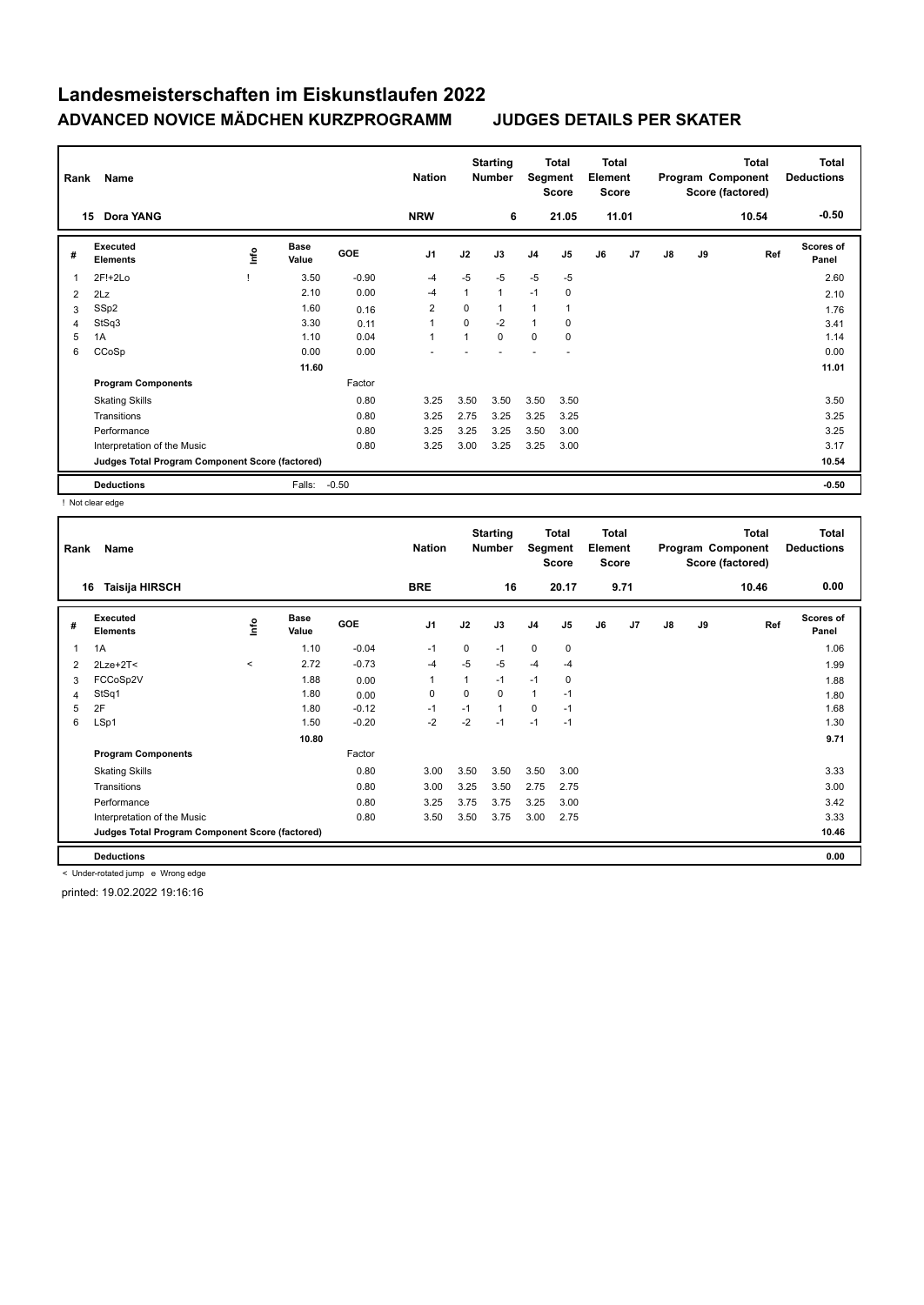# Landesmeisterschaften im Eiskunstlaufen 2022

## ADVANCED NOVICE MÄDCHEN KURZPROGRAMM JUDGES DETAILS PER SKATER

| Rank | Name | Nation | Starting Number | Total Segment Score | Total Element Score | Total Program Component Score (factored) | Total Deductions |
|---|---|---|---|---|---|---|---|
| 15 | Dora YANG | NRW | 6 | 21.05 | 11.01 | 10.54 | -0.50 |

| # | Executed Elements | Info | Base Value | GOE | J1 | J2 | J3 | J4 | J5 | J6 | J7 | J8 | J9 | Ref | Scores of Panel |
|---|---|---|---|---|---|---|---|---|---|---|---|---|---|---|---|
| 1 | 2F!+2Lo | ! | 3.50 | -0.90 | -4 | -5 | -5 | -5 | -5 | | | | | | 2.60 |
| 2 | 2Lz | | 2.10 | 0.00 | -4 | 1 | 1 | -1 | 0 | | | | | | 2.10 |
| 3 | SSp2 | | 1.60 | 0.16 | 2 | 0 | 1 | 1 | 1 | | | | | | 1.76 |
| 4 | StSq3 | | 3.30 | 0.11 | 1 | 0 | -2 | 1 | 0 | | | | | | 3.41 |
| 5 | 1A | | 1.10 | 0.04 | 1 | 1 | 0 | 0 | 0 | | | | | | 1.14 |
| 6 | CCoSp | | 0.00 | 0.00 | - | - | - | - | - | | | | | | 0.00 |
| | | | 11.60 | | | | | | | | | | | | 11.01 |
| | **Program Components** | | | Factor | | | | | | | | | | | |
| | Skating Skills | | | 0.80 | 3.25 | 3.50 | 3.50 | 3.50 | 3.50 | | | | | | 3.50 |
| | Transitions | | | 0.80 | 3.25 | 2.75 | 3.25 | 3.25 | 3.25 | | | | | | 3.25 |
| | Performance | | | 0.80 | 3.25 | 3.25 | 3.25 | 3.50 | 3.00 | | | | | | 3.25 |
| | Interpretation of the Music | | | 0.80 | 3.25 | 3.00 | 3.25 | 3.25 | 3.00 | | | | | | 3.17 |
| | **Judges Total Program Component Score (factored)** | | | | | | | | | | | | | | 10.54 |
| | **Deductions** | | Falls: | -0.50 | | | | | | | | | | | -0.50 |

! Not clear edge

| Rank | Name | Nation | Starting Number | Total Segment Score | Total Element Score | Total Program Component Score (factored) | Total Deductions |
|---|---|---|---|---|---|---|---|
| 16 | Taisija HIRSCH | BRE | 16 | 20.17 | 9.71 | 10.46 | 0.00 |

| # | Executed Elements | Info | Base Value | GOE | J1 | J2 | J3 | J4 | J5 | J6 | J7 | J8 | J9 | Ref | Scores of Panel |
|---|---|---|---|---|---|---|---|---|---|---|---|---|---|---|---|
| 1 | 1A | | 1.10 | -0.04 | -1 | 0 | -1 | 0 | 0 | | | | | | 1.06 |
| 2 | 2Lze+2T< | < | 2.72 | -0.73 | -4 | -5 | -5 | -4 | -4 | | | | | | 1.99 |
| 3 | FCCoSp2V | | 1.88 | 0.00 | 1 | 1 | -1 | -1 | 0 | | | | | | 1.88 |
| 4 | StSq1 | | 1.80 | 0.00 | 0 | 0 | 0 | 1 | -1 | | | | | | 1.80 |
| 5 | 2F | | 1.80 | -0.12 | -1 | -1 | 1 | 0 | -1 | | | | | | 1.68 |
| 6 | LSp1 | | 1.50 | -0.20 | -2 | -2 | -1 | -1 | -1 | | | | | | 1.30 |
| | | | 10.80 | | | | | | | | | | | | 9.71 |
| | **Program Components** | | | Factor | | | | | | | | | | | |
| | Skating Skills | | | 0.80 | 3.00 | 3.50 | 3.50 | 3.50 | 3.00 | | | | | | 3.33 |
| | Transitions | | | 0.80 | 3.00 | 3.25 | 3.50 | 2.75 | 2.75 | | | | | | 3.00 |
| | Performance | | | 0.80 | 3.25 | 3.75 | 3.75 | 3.25 | 3.00 | | | | | | 3.42 |
| | Interpretation of the Music | | | 0.80 | 3.50 | 3.50 | 3.75 | 3.00 | 2.75 | | | | | | 3.33 |
| | **Judges Total Program Component Score (factored)** | | | | | | | | | | | | | | 10.46 |
| | **Deductions** | | | | | | | | | | | | | | 0.00 |

< Under-rotated jump e Wrong edge

printed: 19.02.2022 19:16:16